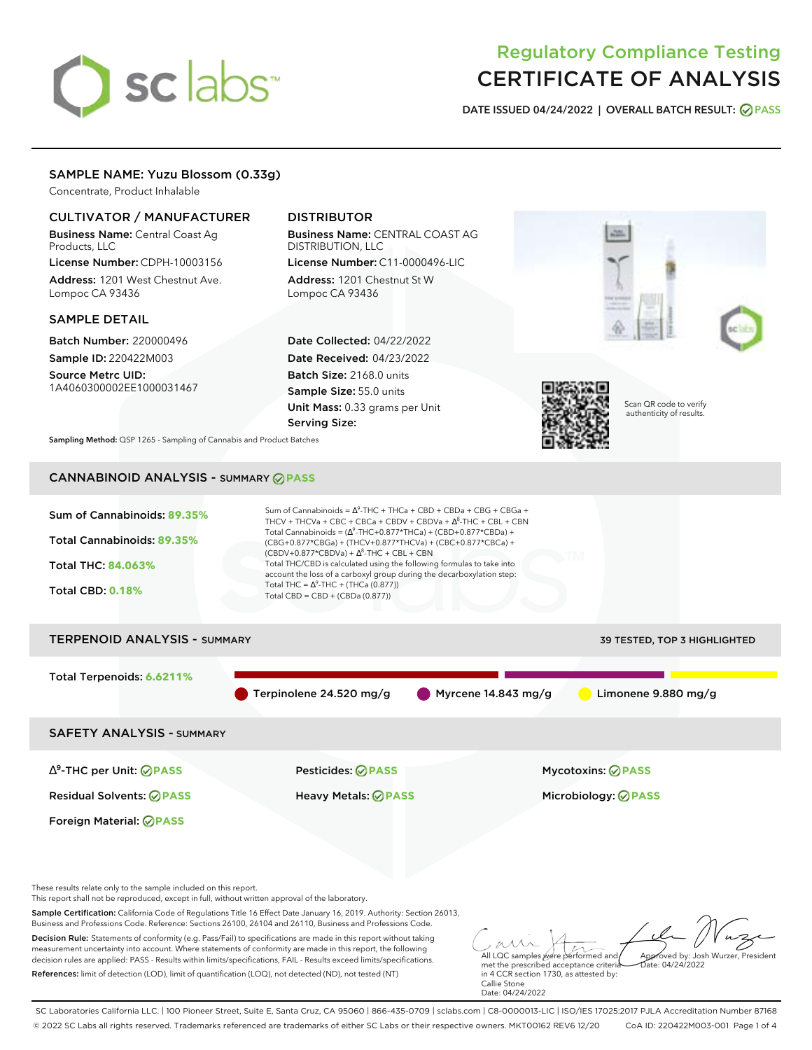# Regulatory Compliance Testing
# CERTIFICATE OF ANALYSIS

**DATE ISSUED** 04/24/2022 | **OVERALL BATCH RESULT:** PASS

## SAMPLE NAME: Yuzu Blossom (0.33g)

Concentrate, Product Inhalable

### CULTIVATOR / MANUFACTURER

**Business Name:** Central Coast Ag Products, LLC

**License Number:** CDPH-10003156

**Address:** 1201 West Chestnut Ave. Lompoc CA 93436

### DISTRIBUTOR

**Business Name:** CENTRAL COAST AG DISTRIBUTION, LLC

**License Number:** C11-0000496-LIC

**Address:** 1201 Chestnut St W Lompoc CA 93436

### SAMPLE DETAIL

**Batch Number:** 220000496

**Sample ID:** 220422M003

**Source Metrc UID:** 1A4060300002EE1000031467

**Date Collected:** 04/22/2022

**Date Received:** 04/23/2022

**Batch Size:** 2168.0 units

**Sample Size:** 55.0 units

**Unit Mass:** 0.33 grams per Unit

**Serving Size:**

Scan QR code to verify authenticity of results.

**Sampling Method:** QSP 1265 - Sampling of Cannabis and Product Batches

## CANNABINOID ANALYSIS - SUMMARY PASS

**Sum of Cannabinoids:** 89.35%

**Total Cannabinoids:** 89.35%

**Total THC:** 84.063%

**Total CBD:** 0.18%

Sum of Cannabinoids = $\Delta^9$-THC + THCa + CBD + CBDa + CBG + CBGa + THCV + THCVa + CBC + CBCa + CBDV + CBDVa + $\Delta^8$-THC + CBL + CBN

Total Cannabinoids = ($\Delta^9$-THC+0.877*THCa) + (CBD+0.877*CBDa) + (CBG+0.877*CBGa) + (THCV+0.877*THCVa) + (CBC+0.877*CBCa) + (CBDV+0.877*CBDVa) + $\Delta^8$-THC + CBL + CBN

Total THC/CBD is calculated using the following formulas to take into account the loss of a carboxyl group during the decarboxylation step:

Total THC = $\Delta^9$-THC + (THCa (0.877))

Total CBD = CBD + (CBDa (0.877))

## TERPENOID ANALYSIS - SUMMARY

39 TESTED, TOP 3 HIGHLIGHTED

**Total Terpenoids:** 6.6211%

Terpinolene 24.520 mg/g | Myrcene 14.843 mg/g | Limonene 9.880 mg/g

## SAFETY ANALYSIS - SUMMARY

$\Delta^9$-THC per Unit: PASS

Pesticides: PASS

Mycotoxins: PASS

Residual Solvents: PASS

Heavy Metals: PASS

Microbiology: PASS

Foreign Material: PASS

These results relate only to the sample included on this report.
This report shall not be reproduced, except in full, without written approval of the laboratory.

**Sample Certification:** California Code of Regulations Title 16 Effect Date January 16, 2019. Authority: Section 26013, Business and Professions Code. Reference: Sections 26100, 26104 and 26110, Business and Professions Code.

**Decision Rule:** Statements of conformity (e.g. Pass/Fail) to specifications are made in this report without taking measurement uncertainty into account. Where statements of conformity are made in this report, the following decision rules are applied: PASS - Results within limits/specifications, FAIL - Results exceed limits/specifications.

**References:** limit of detection (LOD), limit of quantification (LOQ), not detected (ND), not tested (NT)

All LQC samples were performed and met the prescribed acceptance criteria in 4 CCR section 1730, as attested by: Callie Stone
Date: 04/24/2022

Approved by: Josh Wurzer, President
Date: 04/24/2022

SC Laboratories California LLC. | 100 Pioneer Street, Suite E, Santa Cruz, CA 95060 | 866-435-0709 | sclabs.com | C8-0000013-LIC | ISO/IES 17025:2017 PJLA Accreditation Number 87168
© 2022 SC Labs all rights reserved. Trademarks referenced are trademarks of either SC Labs or their respective owners. MKT00162 REV6 12/20 CoA ID: 220422M003-001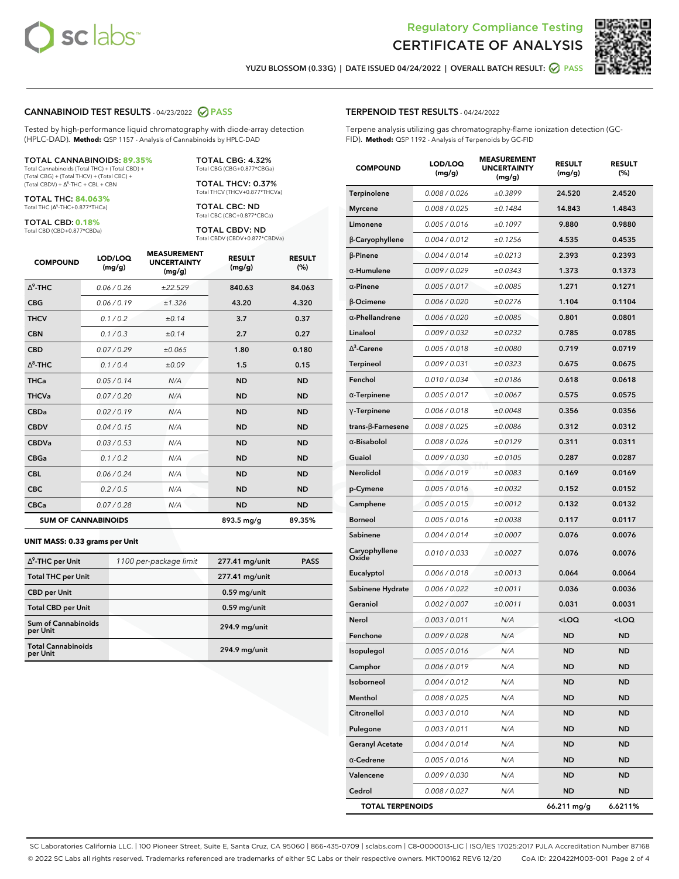Regulatory Compliance Testing

# CERTIFICATE OF ANALYSIS

YUZU BLOSSOM (0.33G) | DATE ISSUED 04/24/2022 | OVERALL BATCH RESULT: PASS

## CANNABINOID TEST RESULTS - 04/23/2022 PASS

Tested by high-performance liquid chromatography with diode-array detection (HPLC-DAD). **Method:** QSP 1157 - Analysis of Cannabinoids by HPLC-DAD

**TOTAL CANNABINOIDS: 89.35%**
Total Cannabinoids (Total THC) + (Total CBD) + (Total CBG) + (Total THCV) + (Total CBC) + (Total CBDV) + $\Delta^8$-THC + CBL + CBN

**TOTAL THC: 84.063%**
Total THC ($\Delta^9$-THC+0.877*THCa)

**TOTAL CBD: 0.18%**
Total CBD (CBD+0.877*CBDa)

**TOTAL CBG: 4.32%**
Total CBG (CBG+0.877*CBGa)

**TOTAL THCV: 0.37%**
Total THCV (THCV+0.877*THCVa)

**TOTAL CBC: ND**
Total CBC (CBC+0.877*CBCa)

**TOTAL CBDV: ND**
Total CBDV (CBDV+0.877*CBDVa)

| COMPOUND | LOD/LOQ (mg/g) | MEASUREMENT UNCERTAINTY (mg/g) | RESULT (mg/g) | RESULT (%) |
|---|---|---|---|---|
| $\Delta^9$-THC | 0.06 / 0.26 | ±22.529 | 840.63 | 84.063 |
| CBG | 0.06 / 0.19 | ±1.326 | 43.20 | 4.320 |
| THCV | 0.1 / 0.2 | ±0.14 | 3.7 | 0.37 |
| CBN | 0.1 / 0.3 | ±0.14 | 2.7 | 0.27 |
| CBD | 0.07 / 0.29 | ±0.065 | 1.80 | 0.180 |
| $\Delta^8$-THC | 0.1 / 0.4 | ±0.09 | 1.5 | 0.15 |
| THCa | 0.05 / 0.14 | N/A | ND | ND |
| THCVa | 0.07 / 0.20 | N/A | ND | ND |
| CBDa | 0.02 / 0.19 | N/A | ND | ND |
| CBDV | 0.04 / 0.15 | N/A | ND | ND |
| CBDVa | 0.03 / 0.53 | N/A | ND | ND |
| CBGa | 0.1 / 0.2 | N/A | ND | ND |
| CBL | 0.06 / 0.24 | N/A | ND | ND |
| CBC | 0.2 / 0.5 | N/A | ND | ND |
| CBCa | 0.07 / 0.28 | N/A | ND | ND |
| **SUM OF CANNABINOIDS** | | | 893.5 mg/g | 89.35% |

**UNIT MASS: 0.33 grams per Unit**

| | | | |
|---|---|---|---|
| $\Delta^9$-THC per Unit | 1100 per-package limit | 277.41 mg/unit | PASS |
| Total THC per Unit | | 277.41 mg/unit | |
| CBD per Unit | | 0.59 mg/unit | |
| Total CBD per Unit | | 0.59 mg/unit | |
| Sum of Cannabinoids per Unit | | 294.9 mg/unit | |
| Total Cannabinoids per Unit | | 294.9 mg/unit | |

## TERPENOID TEST RESULTS - 04/24/2022

Terpene analysis utilizing gas chromatography-flame ionization detection (GC-FID). **Method:** QSP 1192 - Analysis of Terpenoids by GC-FID

| COMPOUND | LOD/LOQ (mg/g) | MEASUREMENT UNCERTAINTY (mg/g) | RESULT (mg/g) | RESULT (%) |
|---|---|---|---|---|
| Terpinolene | 0.008 / 0.026 | ±0.3899 | 24.520 | 2.4520 |
| Myrcene | 0.008 / 0.025 | ±0.1484 | 14.843 | 1.4843 |
| Limonene | 0.005 / 0.016 | ±0.1097 | 9.880 | 0.9880 |
| β-Caryophyllene | 0.004 / 0.012 | ±0.1256 | 4.535 | 0.4535 |
| β-Pinene | 0.004 / 0.014 | ±0.0213 | 2.393 | 0.2393 |
| α-Humulene | 0.009 / 0.029 | ±0.0343 | 1.373 | 0.1373 |
| α-Pinene | 0.005 / 0.017 | ±0.0085 | 1.271 | 0.1271 |
| β-Ocimene | 0.006 / 0.020 | ±0.0276 | 1.104 | 0.1104 |
| α-Phellandrene | 0.006 / 0.020 | ±0.0085 | 0.801 | 0.0801 |
| Linalool | 0.009 / 0.032 | ±0.0232 | 0.785 | 0.0785 |
| $\Delta^3$-Carene | 0.005 / 0.018 | ±0.0080 | 0.719 | 0.0719 |
| Terpineol | 0.009 / 0.031 | ±0.0323 | 0.675 | 0.0675 |
| Fenchol | 0.010 / 0.034 | ±0.0186 | 0.618 | 0.0618 |
| α-Terpinene | 0.005 / 0.017 | ±0.0067 | 0.575 | 0.0575 |
| γ-Terpinene | 0.006 / 0.018 | ±0.0048 | 0.356 | 0.0356 |
| trans-β-Farnesene | 0.008 / 0.025 | ±0.0086 | 0.312 | 0.0312 |
| α-Bisabolol | 0.008 / 0.026 | ±0.0129 | 0.311 | 0.0311 |
| Guaiol | 0.009 / 0.030 | ±0.0105 | 0.287 | 0.0287 |
| Nerolidol | 0.006 / 0.019 | ±0.0083 | 0.169 | 0.0169 |
| p-Cymene | 0.005 / 0.016 | ±0.0032 | 0.152 | 0.0152 |
| Camphene | 0.005 / 0.015 | ±0.0012 | 0.132 | 0.0132 |
| Borneol | 0.005 / 0.016 | ±0.0038 | 0.117 | 0.0117 |
| Sabinene | 0.004 / 0.014 | ±0.0007 | 0.076 | 0.0076 |
| Caryophyllene Oxide | 0.010 / 0.033 | ±0.0027 | 0.076 | 0.0076 |
| Eucalyptol | 0.006 / 0.018 | ±0.0013 | 0.064 | 0.0064 |
| Sabinene Hydrate | 0.006 / 0.022 | ±0.0011 | 0.036 | 0.0036 |
| Geraniol | 0.002 / 0.007 | ±0.0011 | 0.031 | 0.0031 |
| Nerol | 0.003 / 0.011 | N/A | <LOQ | <LOQ |
| Fenchone | 0.009 / 0.028 | N/A | ND | ND |
| Isopulegol | 0.005 / 0.016 | N/A | ND | ND |
| Camphor | 0.006 / 0.019 | N/A | ND | ND |
| Isoborneol | 0.004 / 0.012 | N/A | ND | ND |
| Menthol | 0.008 / 0.025 | N/A | ND | ND |
| Citronellol | 0.003 / 0.010 | N/A | ND | ND |
| Pulegone | 0.003 / 0.011 | N/A | ND | ND |
| Geranyl Acetate | 0.004 / 0.014 | N/A | ND | ND |
| α-Cedrene | 0.005 / 0.016 | N/A | ND | ND |
| Valencene | 0.009 / 0.030 | N/A | ND | ND |
| Cedrol | 0.008 / 0.027 | N/A | ND | ND |
| **TOTAL TERPENOIDS** | | | 66.211 mg/g | 6.6211% |

SC Laboratories California LLC. | 100 Pioneer Street, Suite E, Santa Cruz, CA 95060 | 866-435-0709 | sclabs.com | C8-0000013-LIC | ISO/IES 17025:2017 PJLA Accreditation Number 87168
© 2022 SC Labs all rights reserved. Trademarks referenced are trademarks of either SC Labs or their respective owners. MKT00162 REV6 12/20 CoA ID: 220422M003-001